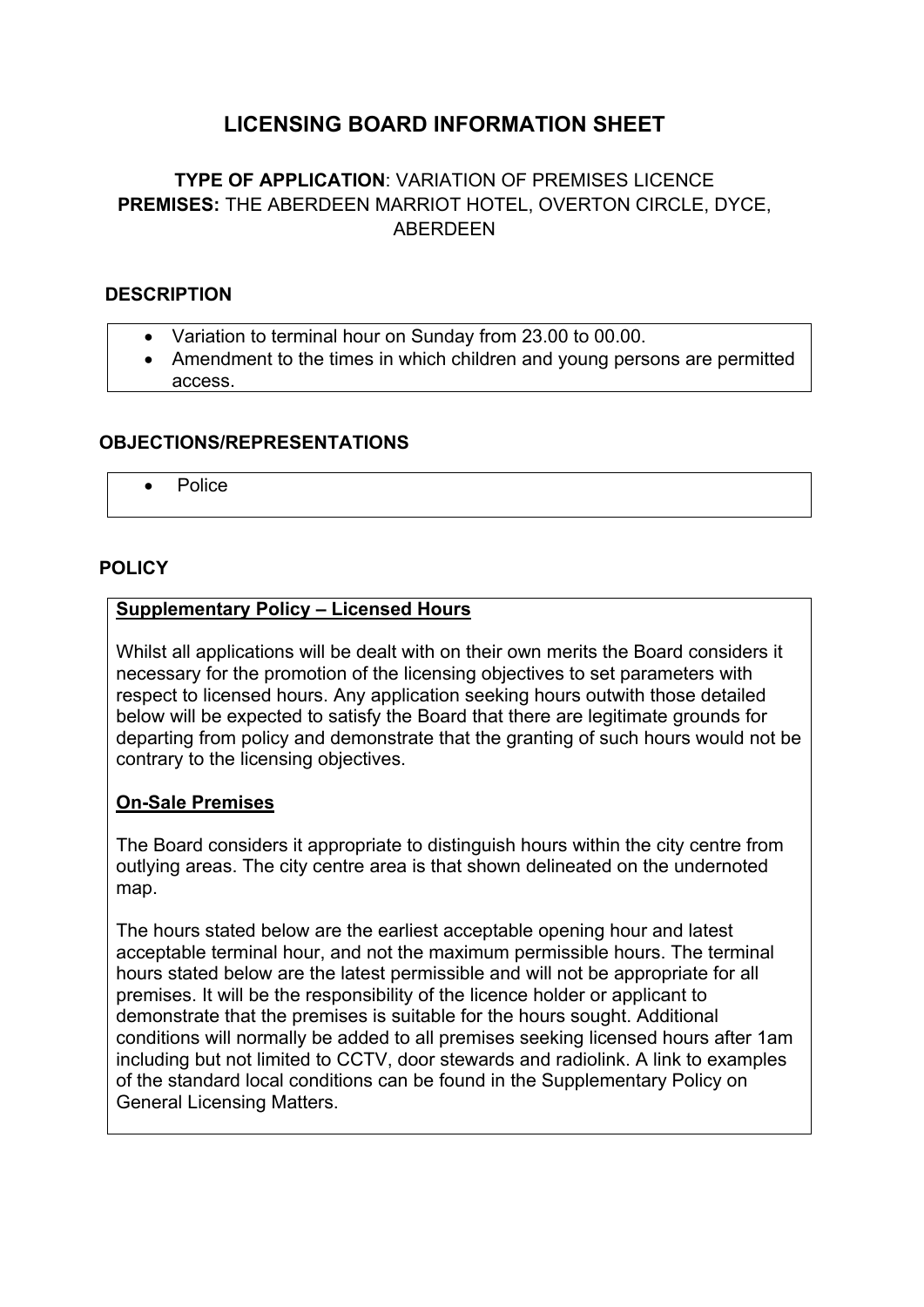# LICENSING BOARD INFORMATION SHEET

## TYPE OF APPLICATION: VARIATION OF PREMISES LICENCE
## PREMISES: THE ABERDEEN MARRIOT HOTEL, OVERTON CIRCLE, DYCE, ABERDEEN

### DESCRIPTION

- Variation to terminal hour on Sunday from 23.00 to 00.00.
- Amendment to the times in which children and young persons are permitted access.

### OBJECTIONS/REPRESENTATIONS

- Police

### POLICY

**Supplementary Policy – Licensed Hours**

Whilst all applications will be dealt with on their own merits the Board considers it necessary for the promotion of the licensing objectives to set parameters with respect to licensed hours. Any application seeking hours outwith those detailed below will be expected to satisfy the Board that there are legitimate grounds for departing from policy and demonstrate that the granting of such hours would not be contrary to the licensing objectives.

**On-Sale Premises**

The Board considers it appropriate to distinguish hours within the city centre from outlying areas. The city centre area is that shown delineated on the undernoted map.

The hours stated below are the earliest acceptable opening hour and latest acceptable terminal hour, and not the maximum permissible hours. The terminal hours stated below are the latest permissible and will not be appropriate for all premises. It will be the responsibility of the licence holder or applicant to demonstrate that the premises is suitable for the hours sought. Additional conditions will normally be added to all premises seeking licensed hours after 1am including but not limited to CCTV, door stewards and radiolink. A link to examples of the standard local conditions can be found in the Supplementary Policy on General Licensing Matters.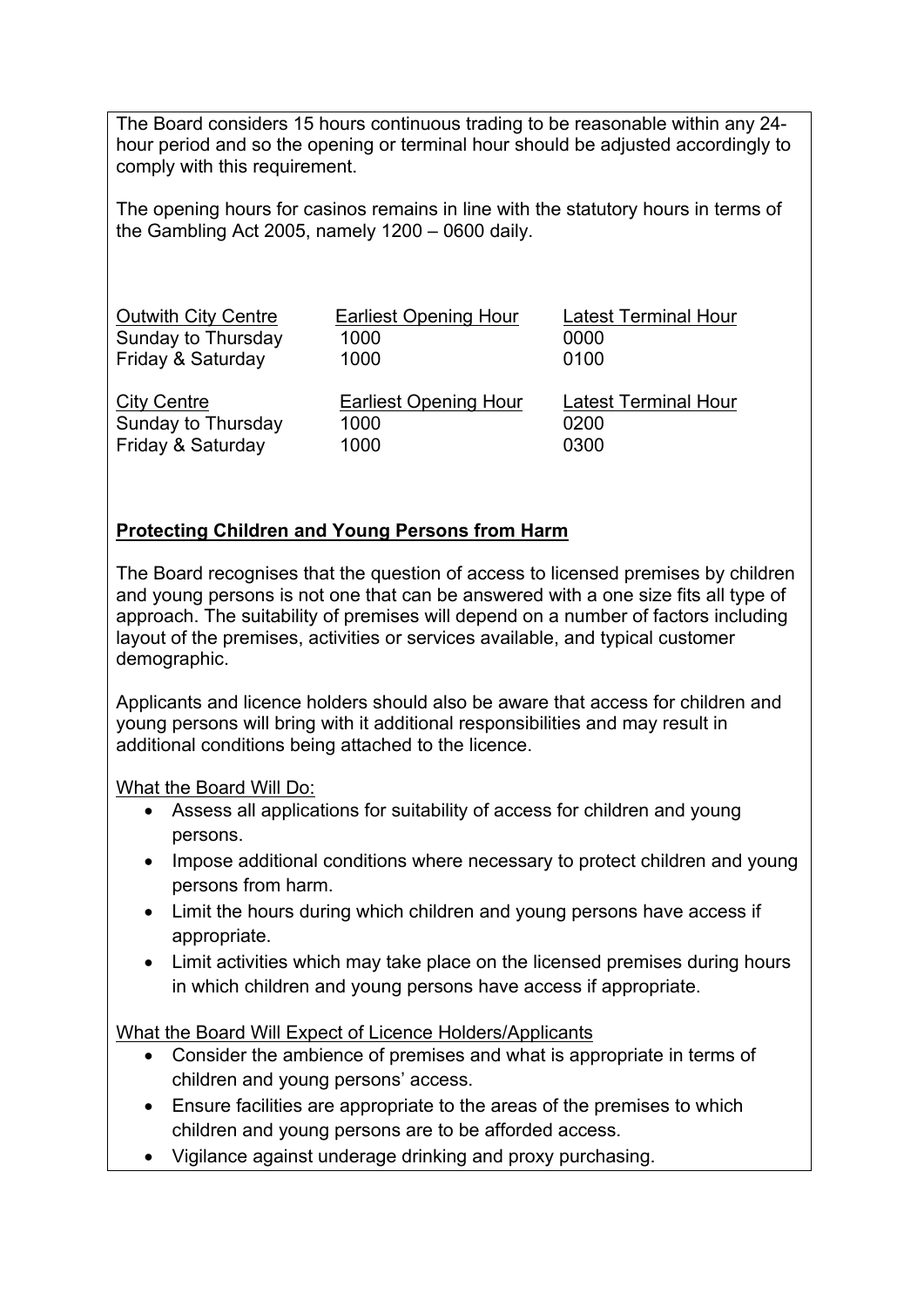The Board considers 15 hours continuous trading to be reasonable within any 24-hour period and so the opening or terminal hour should be adjusted accordingly to comply with this requirement.

The opening hours for casinos remains in line with the statutory hours in terms of the Gambling Act 2005, namely 1200 – 0600 daily.

| Outwith City Centre | Earliest Opening Hour | Latest Terminal Hour |
| --- | --- | --- |
| Sunday to Thursday | 1000 | 0000 |
| Friday & Saturday | 1000 | 0100 |

| City Centre | Earliest Opening Hour | Latest Terminal Hour |
| --- | --- | --- |
| Sunday to Thursday | 1000 | 0200 |
| Friday & Saturday | 1000 | 0300 |

## Protecting Children and Young Persons from Harm

The Board recognises that the question of access to licensed premises by children and young persons is not one that can be answered with a one size fits all type of approach. The suitability of premises will depend on a number of factors including layout of the premises, activities or services available, and typical customer demographic.

Applicants and licence holders should also be aware that access for children and young persons will bring with it additional responsibilities and may result in additional conditions being attached to the licence.

What the Board Will Do:

- Assess all applications for suitability of access for children and young persons.
- Impose additional conditions where necessary to protect children and young persons from harm.
- Limit the hours during which children and young persons have access if appropriate.
- Limit activities which may take place on the licensed premises during hours in which children and young persons have access if appropriate.

What the Board Will Expect of Licence Holders/Applicants

- Consider the ambience of premises and what is appropriate in terms of children and young persons' access.
- Ensure facilities are appropriate to the areas of the premises to which children and young persons are to be afforded access.
- Vigilance against underage drinking and proxy purchasing.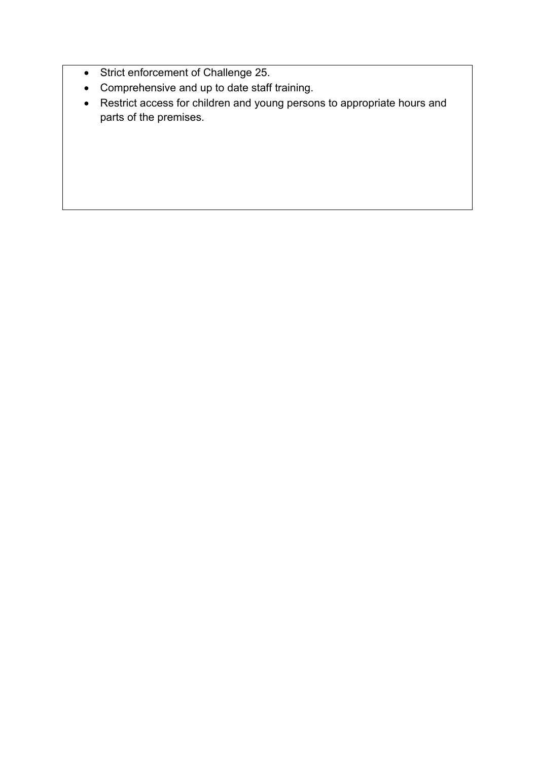- Strict enforcement of Challenge 25.
- Comprehensive and up to date staff training.
- Restrict access for children and young persons to appropriate hours and parts of the premises.